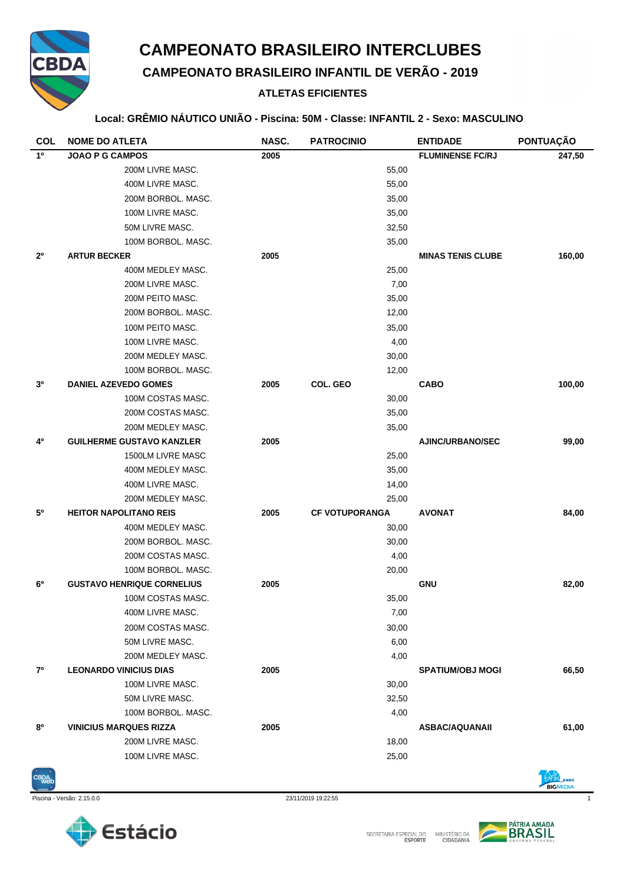# CAMPEONATO BRASILEIRO INTERCLUBES

## CAMPEONATO BRASILEIRO INFANTIL DE VERÃO - 2019

### ATLETAS EFICIENTES

**Local: GRÊMIO NÁUTICO UNIÃO - Piscina: 50M - Classe: INFANTIL 2 - Sexo: MASCULINO**

| COL | NOME DO ATLETA | NASC. | PATROCINIO | ENTIDADE | PONTUAÇÃO |
|---|---|---|---|---|---|
| **1º** | **JOAO P G CAMPOS** | **2005** | | **FLUMINENSE FC/RJ** | **247,50** |
| | 200M LIVRE MASC. | | 55,00 | | |
| | 400M LIVRE MASC. | | 55,00 | | |
| | 200M BORBOL. MASC. | | 35,00 | | |
| | 100M LIVRE MASC. | | 35,00 | | |
| | 50M LIVRE MASC. | | 32,50 | | |
| | 100M BORBOL. MASC. | | 35,00 | | |
| **2º** | **ARTUR BECKER** | **2005** | | **MINAS TENIS CLUBE** | **160,00** |
| | 400M MEDLEY MASC. | | 25,00 | | |
| | 200M LIVRE MASC. | | 7,00 | | |
| | 200M PEITO MASC. | | 35,00 | | |
| | 200M BORBOL. MASC. | | 12,00 | | |
| | 100M PEITO MASC. | | 35,00 | | |
| | 100M LIVRE MASC. | | 4,00 | | |
| | 200M MEDLEY MASC. | | 30,00 | | |
| | 100M BORBOL. MASC. | | 12,00 | | |
| **3º** | **DANIEL AZEVEDO GOMES** | **2005** | **COL. GEO** | **CABO** | **100,00** |
| | 100M COSTAS MASC. | | 30,00 | | |
| | 200M COSTAS MASC. | | 35,00 | | |
| | 200M MEDLEY MASC. | | 35,00 | | |
| **4º** | **GUILHERME GUSTAVO KANZLER** | **2005** | | **AJINC/URBANO/SEC** | **99,00** |
| | 1500LM LIVRE MASC | | 25,00 | | |
| | 400M MEDLEY MASC. | | 35,00 | | |
| | 400M LIVRE MASC. | | 14,00 | | |
| | 200M MEDLEY MASC. | | 25,00 | | |
| **5º** | **HEITOR NAPOLITANO REIS** | **2005** | **CF VOTUPORANGA** | **AVONAT** | **84,00** |
| | 400M MEDLEY MASC. | | 30,00 | | |
| | 200M BORBOL. MASC. | | 30,00 | | |
| | 200M COSTAS MASC. | | 4,00 | | |
| | 100M BORBOL. MASC. | | 20,00 | | |
| **6º** | **GUSTAVO HENRIQUE CORNELIUS** | **2005** | | **GNU** | **82,00** |
| | 100M COSTAS MASC. | | 35,00 | | |
| | 400M LIVRE MASC. | | 7,00 | | |
| | 200M COSTAS MASC. | | 30,00 | | |
| | 50M LIVRE MASC. | | 6,00 | | |
| | 200M MEDLEY MASC. | | 4,00 | | |
| **7º** | **LEONARDO VINICIUS DIAS** | **2005** | | **SPATIUM/OBJ MOGI** | **66,50** |
| | 100M LIVRE MASC. | | 30,00 | | |
| | 50M LIVRE MASC. | | 32,50 | | |
| | 100M BORBOL. MASC. | | 4,00 | | |
| **8º** | **VINICIUS MARQUES RIZZA** | **2005** | | **ASBAC/AQUANAII** | **61,00** |
| | 200M LIVRE MASC. | | 18,00 | | |
| | 100M LIVRE MASC. | | 25,00 | | |

Piscina - Versão: 2.15.0.0 — 23/11/2019 19:22:55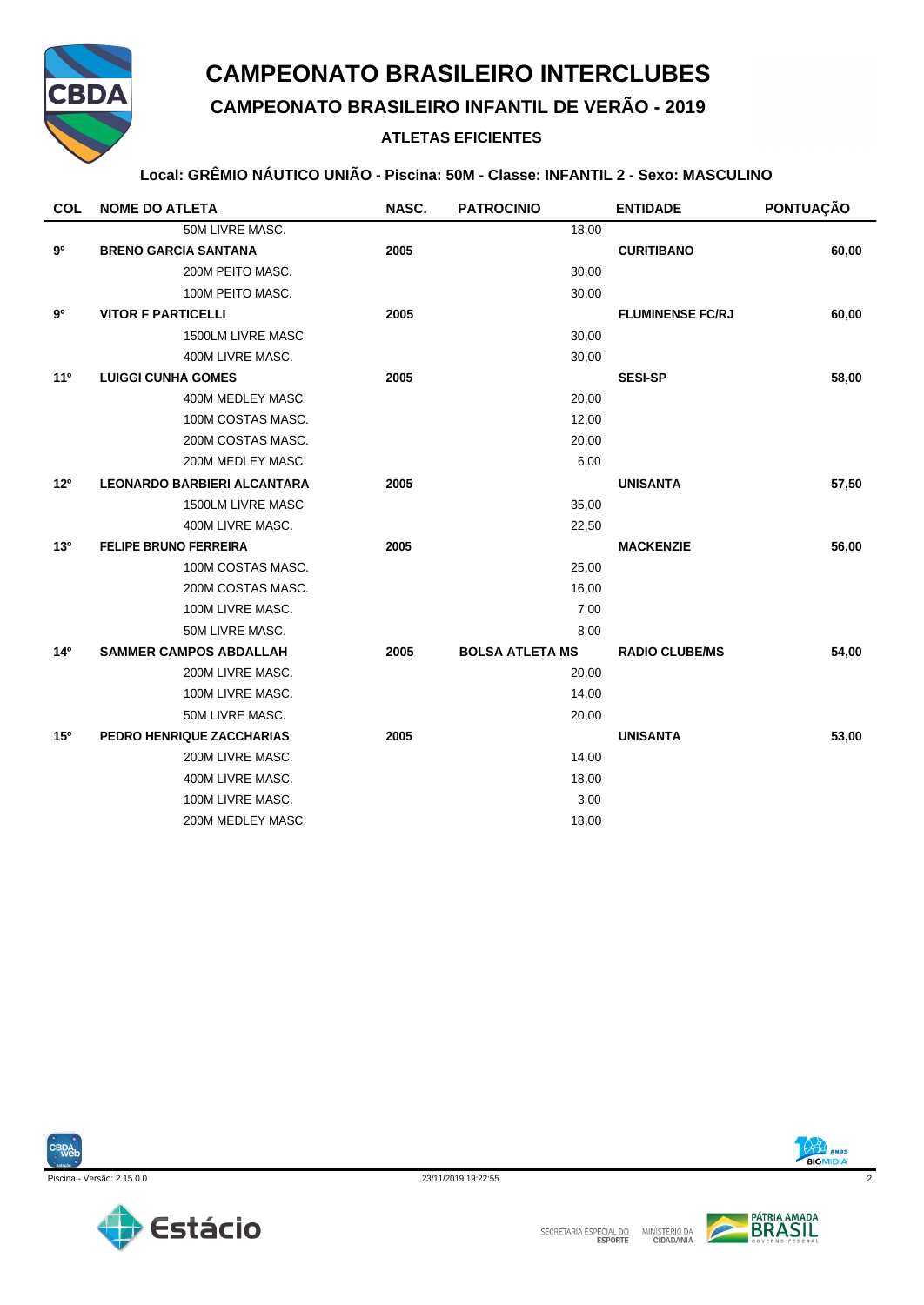# CAMPEONATO BRASILEIRO INTERCLUBES

## CAMPEONATO BRASILEIRO INFANTIL DE VERÃO - 2019

### ATLETAS EFICIENTES

**Local: GRÊMIO NÁUTICO UNIÃO - Piscina: 50M - Classe: INFANTIL 2 - Sexo: MASCULINO**

| COL | NOME DO ATLETA | NASC. | PATROCINIO | | ENTIDADE | PONTUAÇÃO |
|---|---|---|---|---|---|---|
| | 50M LIVRE MASC. | | | 18,00 | | |
| **9º** | **BRENO GARCIA SANTANA** | **2005** | | | **CURITIBANO** | **60,00** |
| | 200M PEITO MASC. | | | 30,00 | | |
| | 100M PEITO MASC. | | | 30,00 | | |
| **9º** | **VITOR F PARTICELLI** | **2005** | | | **FLUMINENSE FC/RJ** | **60,00** |
| | 1500LM LIVRE MASC | | | 30,00 | | |
| | 400M LIVRE MASC. | | | 30,00 | | |
| **11º** | **LUIGGI CUNHA GOMES** | **2005** | | | **SESI-SP** | **58,00** |
| | 400M MEDLEY MASC. | | | 20,00 | | |
| | 100M COSTAS MASC. | | | 12,00 | | |
| | 200M COSTAS MASC. | | | 20,00 | | |
| | 200M MEDLEY MASC. | | | 6,00 | | |
| **12º** | **LEONARDO BARBIERI ALCANTARA** | **2005** | | | **UNISANTA** | **57,50** |
| | 1500LM LIVRE MASC | | | 35,00 | | |
| | 400M LIVRE MASC. | | | 22,50 | | |
| **13º** | **FELIPE BRUNO FERREIRA** | **2005** | | | **MACKENZIE** | **56,00** |
| | 100M COSTAS MASC. | | | 25,00 | | |
| | 200M COSTAS MASC. | | | 16,00 | | |
| | 100M LIVRE MASC. | | | 7,00 | | |
| | 50M LIVRE MASC. | | | 8,00 | | |
| **14º** | **SAMMER CAMPOS ABDALLAH** | **2005** | **BOLSA ATLETA MS** | | **RADIO CLUBE/MS** | **54,00** |
| | 200M LIVRE MASC. | | | 20,00 | | |
| | 100M LIVRE MASC. | | | 14,00 | | |
| | 50M LIVRE MASC. | | | 20,00 | | |
| **15º** | **PEDRO HENRIQUE ZACCHARIAS** | **2005** | | | **UNISANTA** | **53,00** |
| | 200M LIVRE MASC. | | | 14,00 | | |
| | 400M LIVRE MASC. | | | 18,00 | | |
| | 100M LIVRE MASC. | | | 3,00 | | |
| | 200M MEDLEY MASC. | | | 18,00 | | |

Piscina - Versão: 2.15.0.0 23/11/2019 19:22:55